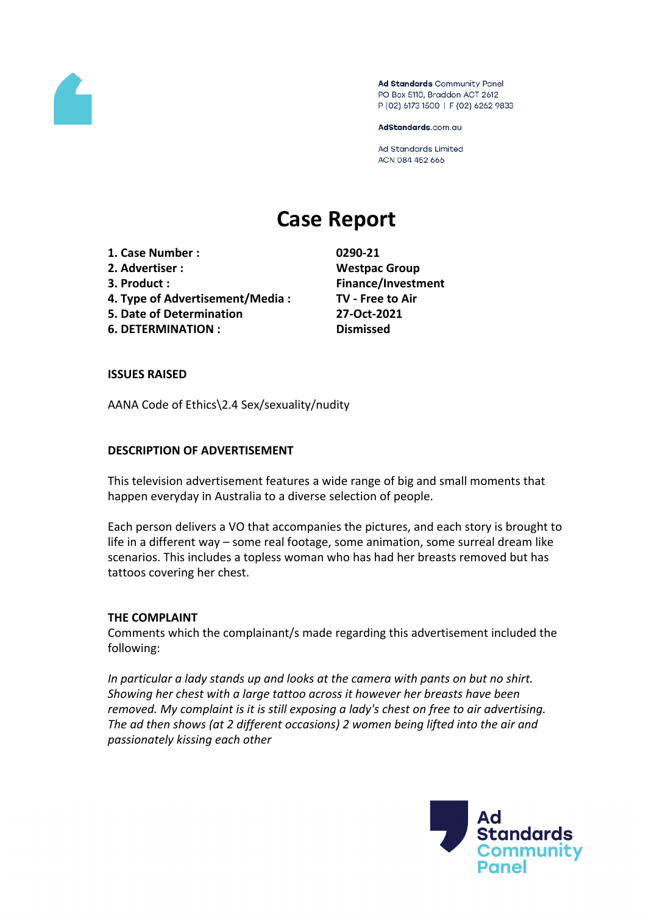Ad Standards Community Panel
PO Box 5110, Braddon ACT 2612
P (02) 6173 1500 | F (02) 6262 9833

AdStandards.com.au

Ad Standards Limited
ACN 084 452 666

# Case Report

| | |
|---|---|
| **1. Case Number :** | **0290-21** |
| **2. Advertiser :** | **Westpac Group** |
| **3. Product :** | **Finance/Investment** |
| **4. Type of Advertisement/Media :** | **TV - Free to Air** |
| **5. Date of Determination** | **27-Oct-2021** |
| **6. DETERMINATION :** | **Dismissed** |

**ISSUES RAISED**

AANA Code of Ethics\2.4 Sex/sexuality/nudity

**DESCRIPTION OF ADVERTISEMENT**

This television advertisement features a wide range of big and small moments that happen everyday in Australia to a diverse selection of people.

Each person delivers a VO that accompanies the pictures, and each story is brought to life in a different way – some real footage, some animation, some surreal dream like scenarios. This includes a topless woman who has had her breasts removed but has tattoos covering her chest.

**THE COMPLAINT**

Comments which the complainant/s made regarding this advertisement included the following:

*In particular a lady stands up and looks at the camera with pants on but no shirt. Showing her chest with a large tattoo across it however her breasts have been removed. My complaint is it is still exposing a lady's chest on free to air advertising. The ad then shows (at 2 different occasions) 2 women being lifted into the air and passionately kissing each other*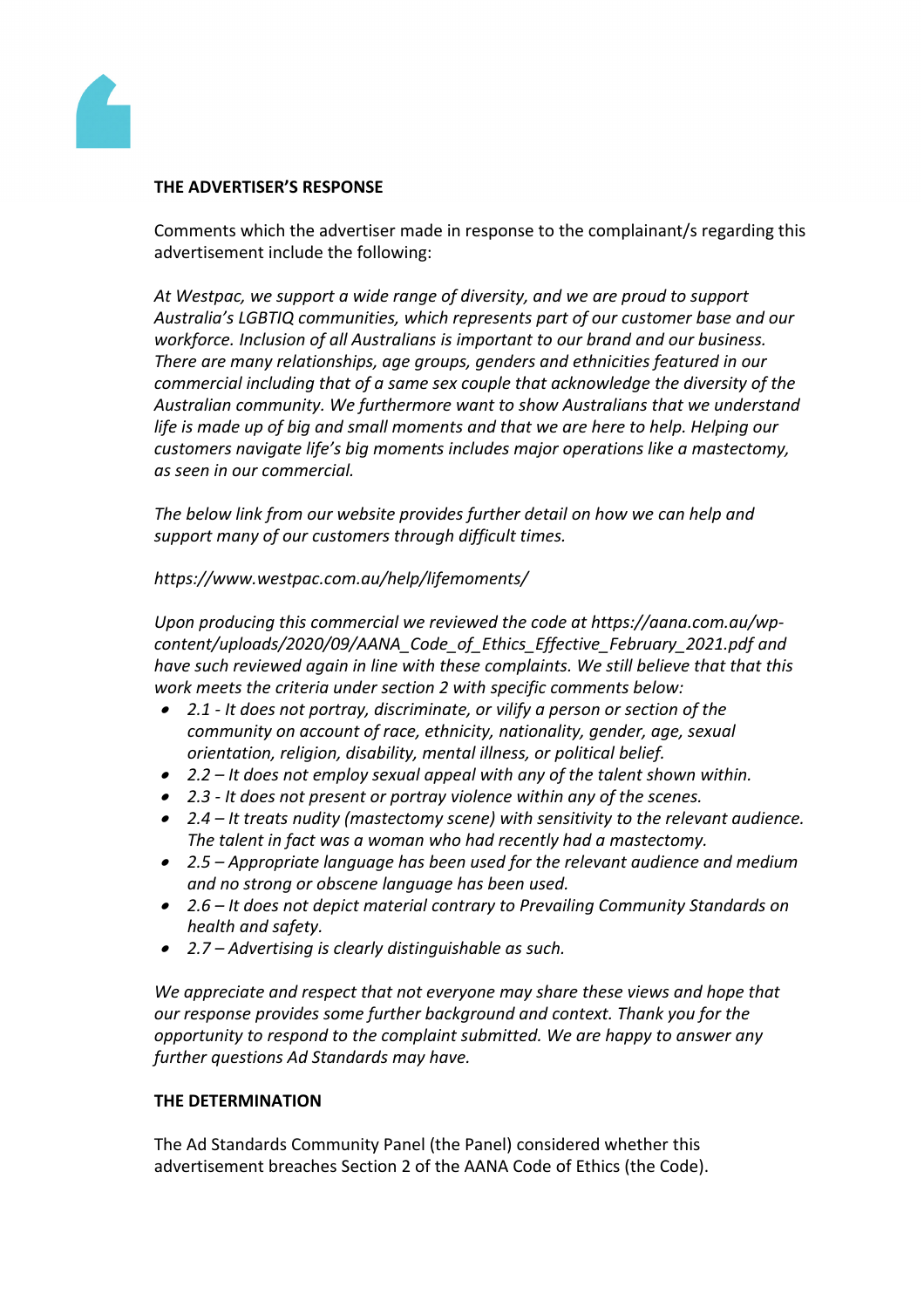**THE ADVERTISER'S RESPONSE**

Comments which the advertiser made in response to the complainant/s regarding this advertisement include the following:

*At Westpac, we support a wide range of diversity, and we are proud to support Australia's LGBTIQ communities, which represents part of our customer base and our workforce. Inclusion of all Australians is important to our brand and our business. There are many relationships, age groups, genders and ethnicities featured in our commercial including that of a same sex couple that acknowledge the diversity of the Australian community. We furthermore want to show Australians that we understand life is made up of big and small moments and that we are here to help. Helping our customers navigate life's big moments includes major operations like a mastectomy, as seen in our commercial.*

*The below link from our website provides further detail on how we can help and support many of our customers through difficult times.*

*https://www.westpac.com.au/help/lifemoments/*

*Upon producing this commercial we reviewed the code at https://aana.com.au/wp-content/uploads/2020/09/AANA_Code_of_Ethics_Effective_February_2021.pdf and have such reviewed again in line with these complaints. We still believe that that this work meets the criteria under section 2 with specific comments below:*

- *2.1 - It does not portray, discriminate, or vilify a person or section of the community on account of race, ethnicity, nationality, gender, age, sexual orientation, religion, disability, mental illness, or political belief.*
- *2.2 – It does not employ sexual appeal with any of the talent shown within.*
- *2.3 - It does not present or portray violence within any of the scenes.*
- *2.4 – It treats nudity (mastectomy scene) with sensitivity to the relevant audience. The talent in fact was a woman who had recently had a mastectomy.*
- *2.5 – Appropriate language has been used for the relevant audience and medium and no strong or obscene language has been used.*
- *2.6 – It does not depict material contrary to Prevailing Community Standards on health and safety.*
- *2.7 – Advertising is clearly distinguishable as such.*

*We appreciate and respect that not everyone may share these views and hope that our response provides some further background and context. Thank you for the opportunity to respond to the complaint submitted. We are happy to answer any further questions Ad Standards may have.*

**THE DETERMINATION**

The Ad Standards Community Panel (the Panel) considered whether this advertisement breaches Section 2 of the AANA Code of Ethics (the Code).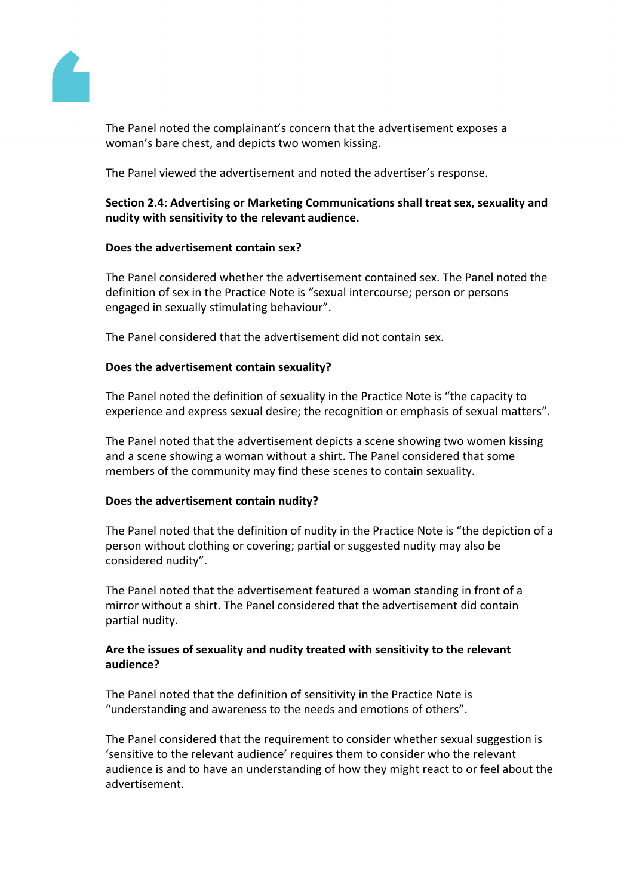The Panel noted the complainant's concern that the advertisement exposes a woman's bare chest, and depicts two women kissing.

The Panel viewed the advertisement and noted the advertiser's response.

**Section 2.4: Advertising or Marketing Communications shall treat sex, sexuality and nudity with sensitivity to the relevant audience.**

**Does the advertisement contain sex?**

The Panel considered whether the advertisement contained sex. The Panel noted the definition of sex in the Practice Note is "sexual intercourse; person or persons engaged in sexually stimulating behaviour".

The Panel considered that the advertisement did not contain sex.

**Does the advertisement contain sexuality?**

The Panel noted the definition of sexuality in the Practice Note is "the capacity to experience and express sexual desire; the recognition or emphasis of sexual matters".

The Panel noted that the advertisement depicts a scene showing two women kissing and a scene showing a woman without a shirt. The Panel considered that some members of the community may find these scenes to contain sexuality.

**Does the advertisement contain nudity?**

The Panel noted that the definition of nudity in the Practice Note is "the depiction of a person without clothing or covering; partial or suggested nudity may also be considered nudity".

The Panel noted that the advertisement featured a woman standing in front of a mirror without a shirt. The Panel considered that the advertisement did contain partial nudity.

**Are the issues of sexuality and nudity treated with sensitivity to the relevant audience?**

The Panel noted that the definition of sensitivity in the Practice Note is "understanding and awareness to the needs and emotions of others".

The Panel considered that the requirement to consider whether sexual suggestion is 'sensitive to the relevant audience' requires them to consider who the relevant audience is and to have an understanding of how they might react to or feel about the advertisement.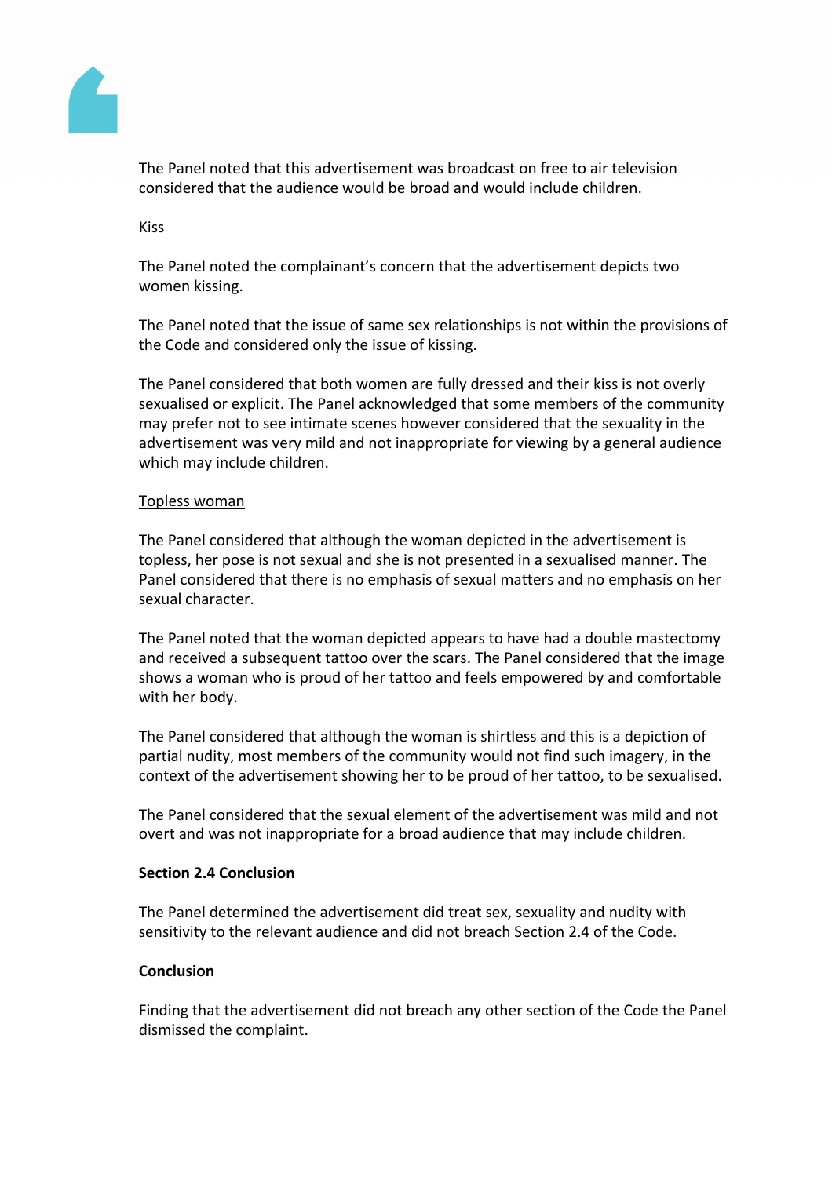The Panel noted that this advertisement was broadcast on free to air television considered that the audience would be broad and would include children.

<u>Kiss</u>

The Panel noted the complainant's concern that the advertisement depicts two women kissing.

The Panel noted that the issue of same sex relationships is not within the provisions of the Code and considered only the issue of kissing.

The Panel considered that both women are fully dressed and their kiss is not overly sexualised or explicit. The Panel acknowledged that some members of the community may prefer not to see intimate scenes however considered that the sexuality in the advertisement was very mild and not inappropriate for viewing by a general audience which may include children.

<u>Topless woman</u>

The Panel considered that although the woman depicted in the advertisement is topless, her pose is not sexual and she is not presented in a sexualised manner. The Panel considered that there is no emphasis of sexual matters and no emphasis on her sexual character.

The Panel noted that the woman depicted appears to have had a double mastectomy and received a subsequent tattoo over the scars. The Panel considered that the image shows a woman who is proud of her tattoo and feels empowered by and comfortable with her body.

The Panel considered that although the woman is shirtless and this is a depiction of partial nudity, most members of the community would not find such imagery, in the context of the advertisement showing her to be proud of her tattoo, to be sexualised.

The Panel considered that the sexual element of the advertisement was mild and not overt and was not inappropriate for a broad audience that may include children.

**Section 2.4 Conclusion**

The Panel determined the advertisement did treat sex, sexuality and nudity with sensitivity to the relevant audience and did not breach Section 2.4 of the Code.

**Conclusion**

Finding that the advertisement did not breach any other section of the Code the Panel dismissed the complaint.